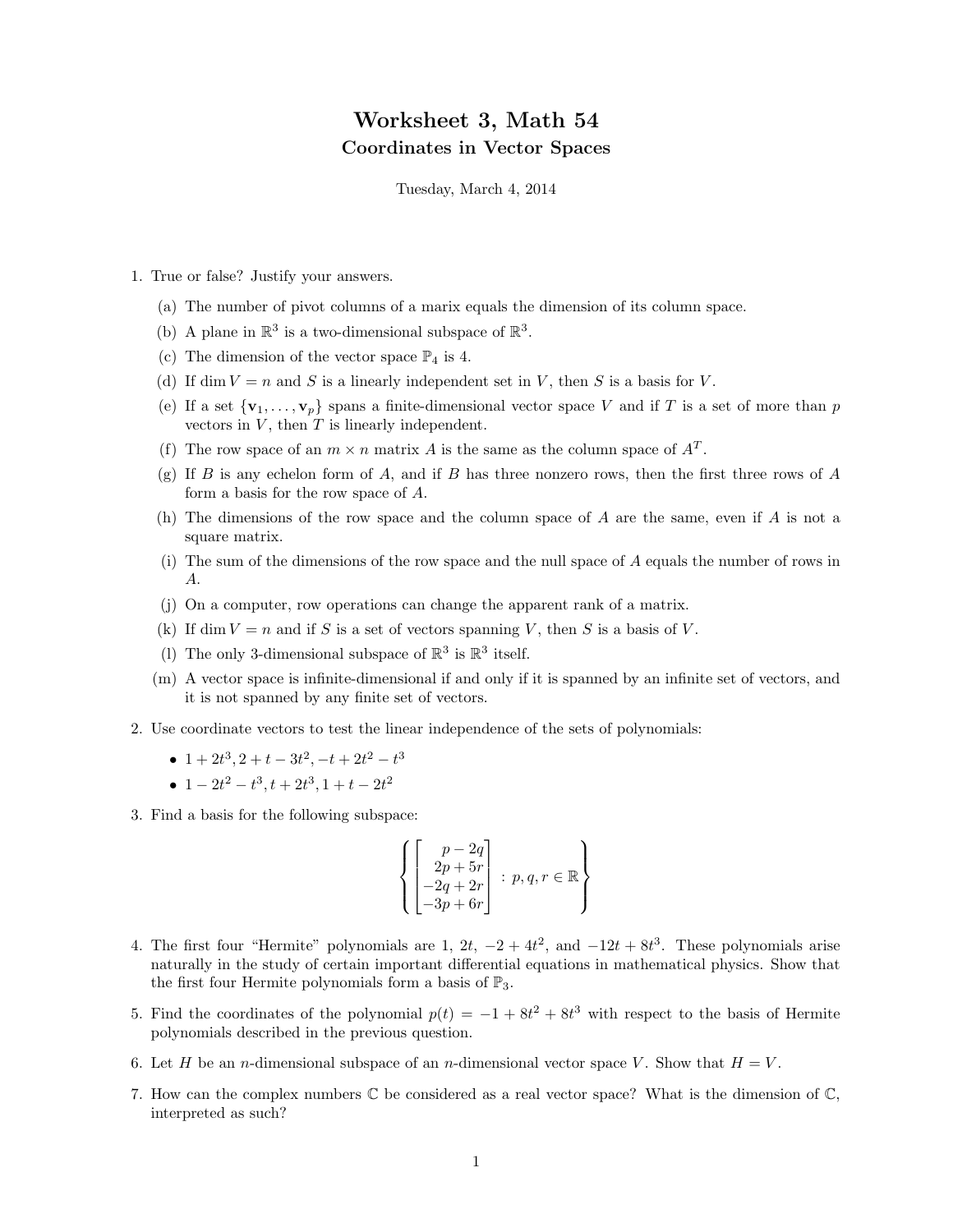# Worksheet 3, Math 54

## Coordinates in Vector Spaces

Tuesday, March 4, 2014

1. True or false? Justify your answers.

   (a) The number of pivot columns of a marix equals the dimension of its column space.

   (b) A plane in $\mathbb{R}^3$ is a two-dimensional subspace of $\mathbb{R}^3$.

   (c) The dimension of the vector space $\mathbb{P}_4$ is 4.

   (d) If $\dim V = n$ and $S$ is a linearly independent set in $V$, then $S$ is a basis for $V$.

   (e) If a set $\{\mathbf{v}_1, \ldots, \mathbf{v}_p\}$ spans a finite-dimensional vector space $V$ and if $T$ is a set of more than $p$ vectors in $V$, then $T$ is linearly independent.

   (f) The row space of an $m \times n$ matrix $A$ is the same as the column space of $A^T$.

   (g) If $B$ is any echelon form of $A$, and if $B$ has three nonzero rows, then the first three rows of $A$ form a basis for the row space of $A$.

   (h) The dimensions of the row space and the column space of $A$ are the same, even if $A$ is not a square matrix.

   (i) The sum of the dimensions of the row space and the null space of $A$ equals the number of rows in $A$.

   (j) On a computer, row operations can change the apparent rank of a matrix.

   (k) If $\dim V = n$ and if $S$ is a set of vectors spanning $V$, then $S$ is a basis of $V$.

   (l) The only 3-dimensional subspace of $\mathbb{R}^3$ is $\mathbb{R}^3$ itself.

   (m) A vector space is infinite-dimensional if and only if it is spanned by an infinite set of vectors, and it is not spanned by any finite set of vectors.

2. Use coordinate vectors to test the linear independence of the sets of polynomials:

   - $1 + 2t^3, 2 + t - 3t^2, -t + 2t^2 - t^3$
   - $1 - 2t^2 - t^3, t + 2t^3, 1 + t - 2t^2$

3. Find a basis for the following subspace:

$$\left\{ \begin{bmatrix} p - 2q \\ 2p + 5r \\ -2q + 2r \\ -3p + 6r \end{bmatrix} : p, q, r \in \mathbb{R} \right\}$$

4. The first four "Hermite" polynomials are $1$, $2t$, $-2 + 4t^2$, and $-12t + 8t^3$. These polynomials arise naturally in the study of certain important differential equations in mathematical physics. Show that the first four Hermite polynomials form a basis of $\mathbb{P}_3$.

5. Find the coordinates of the polynomial $p(t) = -1 + 8t^2 + 8t^3$ with respect to the basis of Hermite polynomials described in the previous question.

6. Let $H$ be an $n$-dimensional subspace of an $n$-dimensional vector space $V$. Show that $H = V$.

7. How can the complex numbers $\mathbb{C}$ be considered as a real vector space? What is the dimension of $\mathbb{C}$, interpreted as such?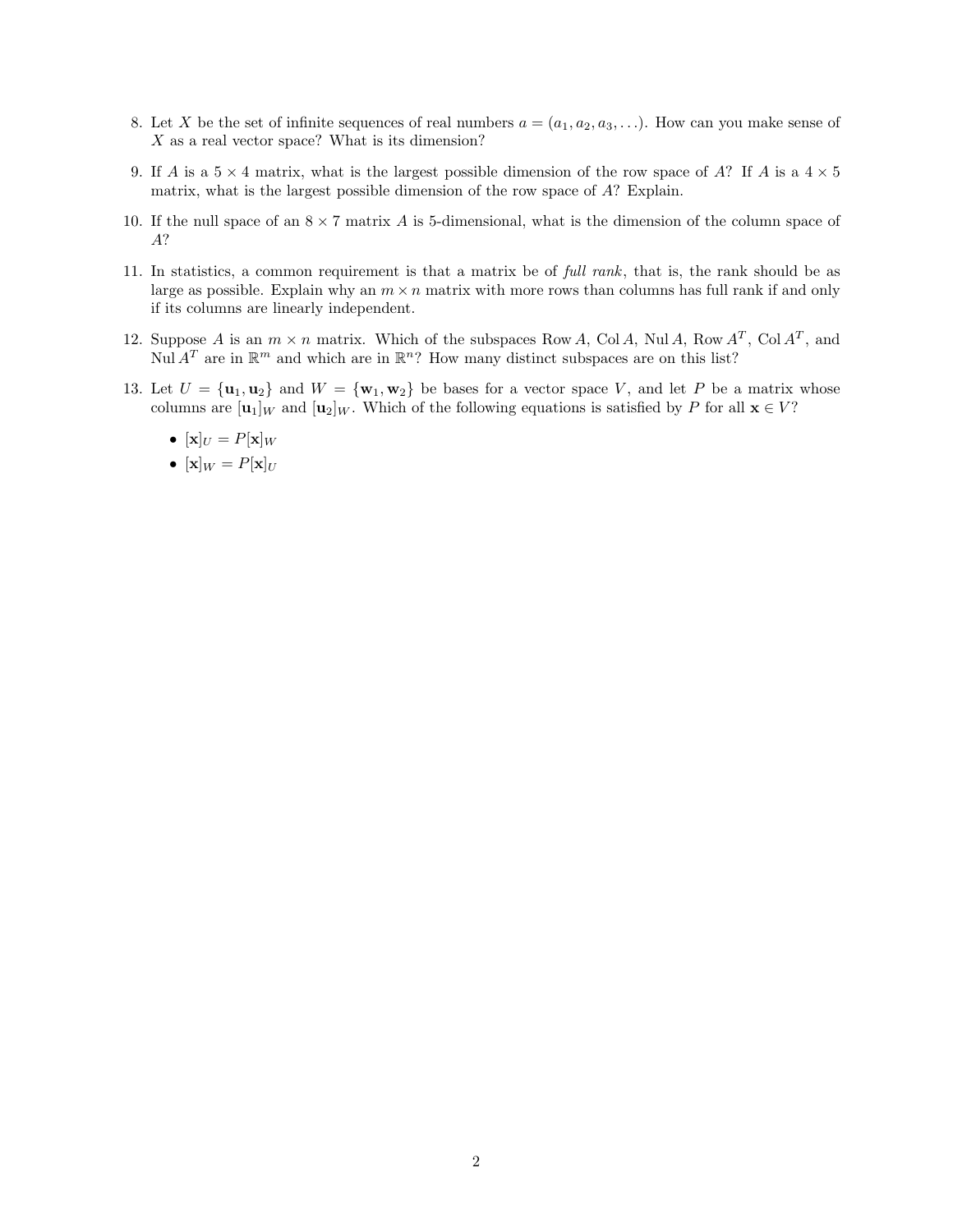8. Let $X$ be the set of infinite sequences of real numbers $a = (a_1, a_2, a_3, \ldots)$. How can you make sense of $X$ as a real vector space? What is its dimension?

9. If $A$ is a $5 \times 4$ matrix, what is the largest possible dimension of the row space of $A$? If $A$ is a $4 \times 5$ matrix, what is the largest possible dimension of the row space of $A$? Explain.

10. If the null space of an $8 \times 7$ matrix $A$ is 5-dimensional, what is the dimension of the column space of $A$?

11. In statistics, a common requirement is that a matrix be of *full rank*, that is, the rank should be as large as possible. Explain why an $m \times n$ matrix with more rows than columns has full rank if and only if its columns are linearly independent.

12. Suppose $A$ is an $m \times n$ matrix. Which of the subspaces $\mathrm{Row}\, A$, $\mathrm{Col}\, A$, $\mathrm{Nul}\, A$, $\mathrm{Row}\, A^T$, $\mathrm{Col}\, A^T$, and $\mathrm{Nul}\, A^T$ are in $\mathbb{R}^m$ and which are in $\mathbb{R}^n$? How many distinct subspaces are on this list?

13. Let $U = \{\mathbf{u}_1, \mathbf{u}_2\}$ and $W = \{\mathbf{w}_1, \mathbf{w}_2\}$ be bases for a vector space $V$, and let $P$ be a matrix whose columns are $[\mathbf{u}_1]_W$ and $[\mathbf{u}_2]_W$. Which of the following equations is satisfied by $P$ for all $\mathbf{x} \in V$?

    - $[\mathbf{x}]_U = P[\mathbf{x}]_W$
    - $[\mathbf{x}]_W = P[\mathbf{x}]_U$